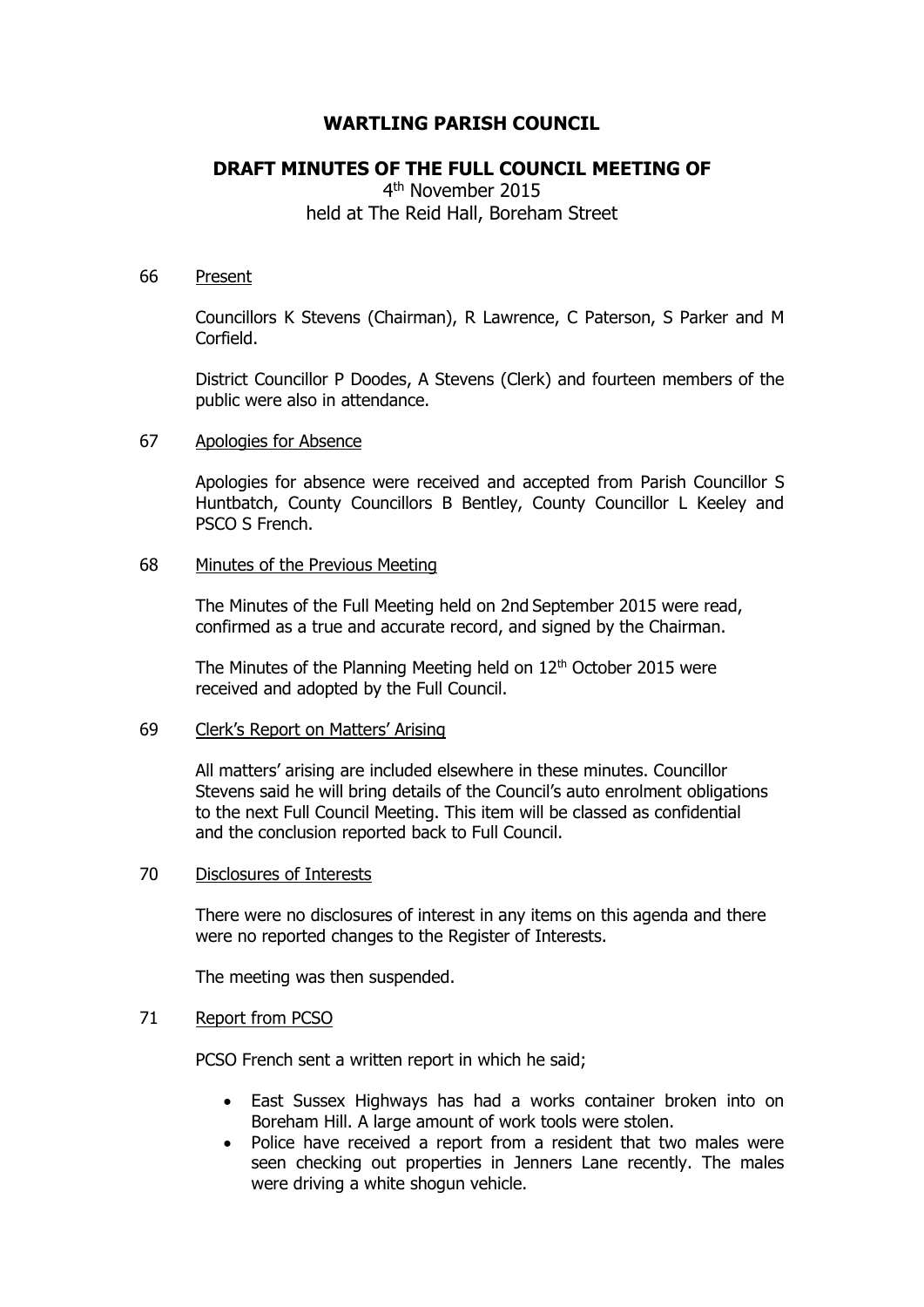# WARTLING PARISH COUNCIL

## DRAFT MINUTES OF THE FULL COUNCIL MEETING OF

4th November 2015
held at The Reid Hall, Boreham Street

66 Present

Councillors K Stevens (Chairman), R Lawrence, C Paterson, S Parker and M Corfield.

District Councillor P Doodes, A Stevens (Clerk) and fourteen members of the public were also in attendance.

67 Apologies for Absence

Apologies for absence were received and accepted from Parish Councillor S Huntbatch, County Councillors B Bentley, County Councillor L Keeley and PSCO S French.

68 Minutes of the Previous Meeting

The Minutes of the Full Meeting held on 2nd September 2015 were read, confirmed as a true and accurate record, and signed by the Chairman.

The Minutes of the Planning Meeting held on 12th October 2015 were received and adopted by the Full Council.

69 Clerk's Report on Matters' Arising

All matters' arising are included elsewhere in these minutes. Councillor Stevens said he will bring details of the Council's auto enrolment obligations to the next Full Council Meeting. This item will be classed as confidential and the conclusion reported back to Full Council.

70 Disclosures of Interests

There were no disclosures of interest in any items on this agenda and there were no reported changes to the Register of Interests.

The meeting was then suspended.

71 Report from PCSO

PCSO French sent a written report in which he said;

- East Sussex Highways has had a works container broken into on Boreham Hill. A large amount of work tools were stolen.
- Police have received a report from a resident that two males were seen checking out properties in Jenners Lane recently. The males were driving a white shogun vehicle.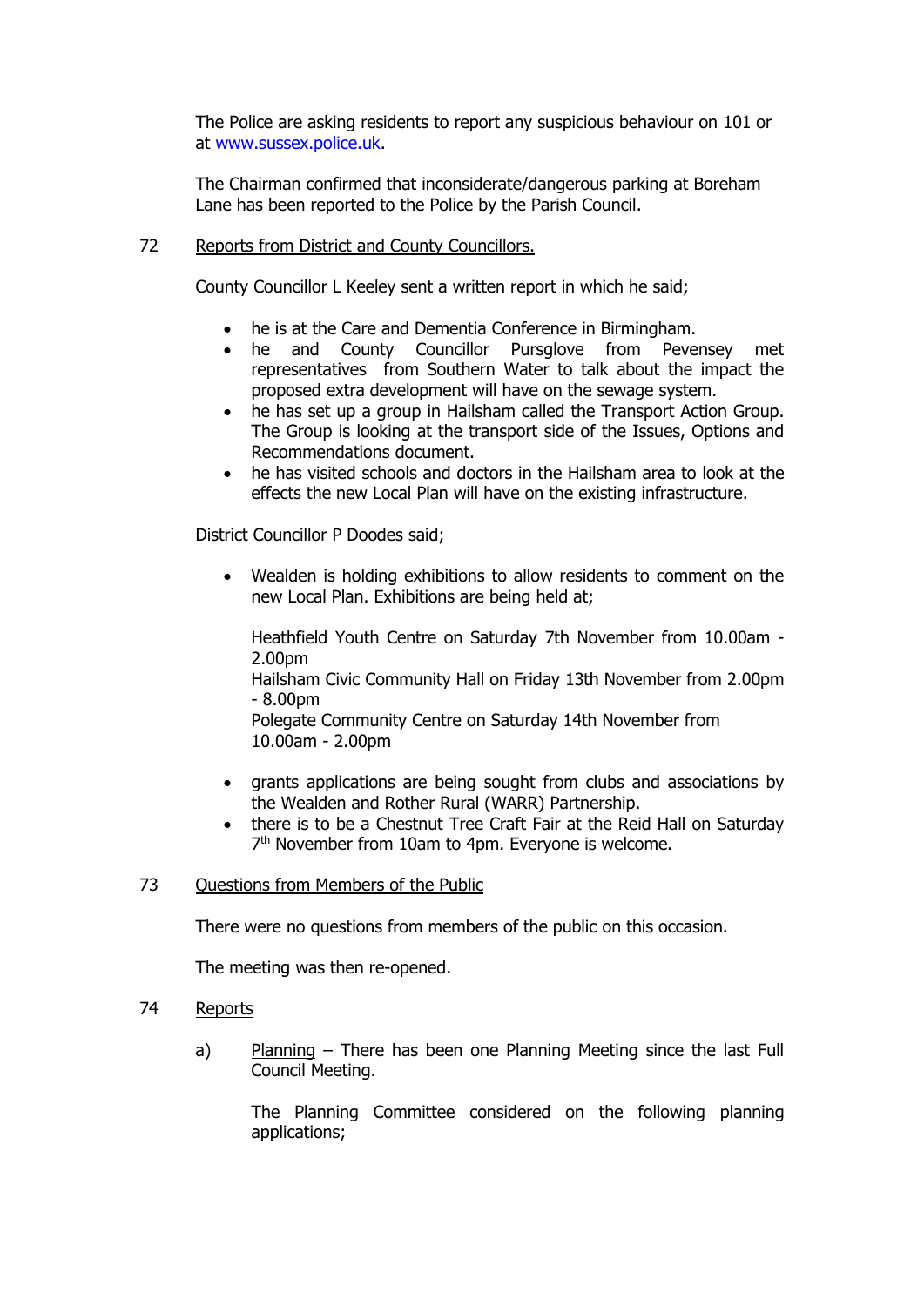The Police are asking residents to report any suspicious behaviour on 101 or at www.sussex.police.uk.

The Chairman confirmed that inconsiderate/dangerous parking at Boreham Lane has been reported to the Police by the Parish Council.

72 Reports from District and County Councillors.

County Councillor L Keeley sent a written report in which he said;

- he is at the Care and Dementia Conference in Birmingham.
- he and County Councillor Pursglove from Pevensey met representatives from Southern Water to talk about the impact the proposed extra development will have on the sewage system.
- he has set up a group in Hailsham called the Transport Action Group. The Group is looking at the transport side of the Issues, Options and Recommendations document.
- he has visited schools and doctors in the Hailsham area to look at the effects the new Local Plan will have on the existing infrastructure.

District Councillor P Doodes said;

- Wealden is holding exhibitions to allow residents to comment on the new Local Plan. Exhibitions are being held at;

  Heathfield Youth Centre on Saturday 7th November from 10.00am - 2.00pm
  Hailsham Civic Community Hall on Friday 13th November from 2.00pm - 8.00pm
  Polegate Community Centre on Saturday 14th November from 10.00am - 2.00pm

- grants applications are being sought from clubs and associations by the Wealden and Rother Rural (WARR) Partnership.
- there is to be a Chestnut Tree Craft Fair at the Reid Hall on Saturday 7th November from 10am to 4pm. Everyone is welcome.

73 Questions from Members of the Public

There were no questions from members of the public on this occasion.

The meeting was then re-opened.

74 Reports

a) Planning – There has been one Planning Meeting since the last Full Council Meeting.

The Planning Committee considered on the following planning applications;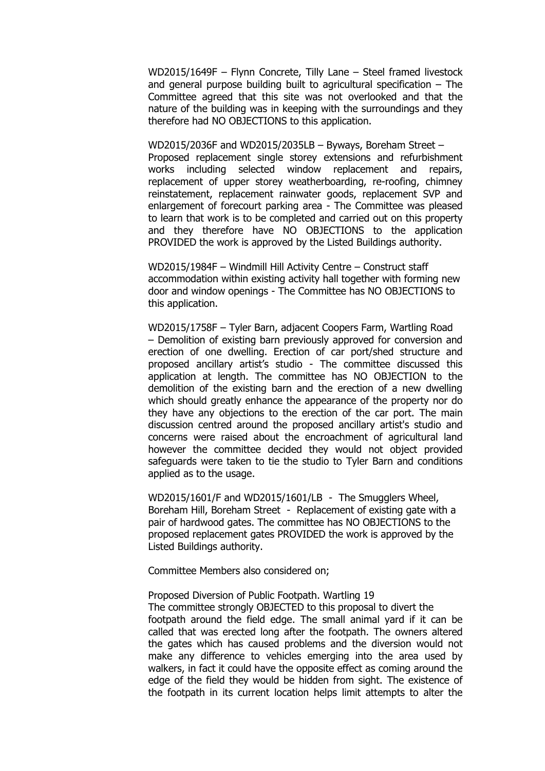WD2015/1649F – Flynn Concrete, Tilly Lane – Steel framed livestock and general purpose building built to agricultural specification – The Committee agreed that this site was not overlooked and that the nature of the building was in keeping with the surroundings and they therefore had NO OBJECTIONS to this application.

WD2015/2036F and WD2015/2035LB – Byways, Boreham Street – Proposed replacement single storey extensions and refurbishment works including selected window replacement and repairs, replacement of upper storey weatherboarding, re-roofing, chimney reinstatement, replacement rainwater goods, replacement SVP and enlargement of forecourt parking area - The Committee was pleased to learn that work is to be completed and carried out on this property and they therefore have NO OBJECTIONS to the application PROVIDED the work is approved by the Listed Buildings authority.

WD2015/1984F – Windmill Hill Activity Centre – Construct staff accommodation within existing activity hall together with forming new door and window openings - The Committee has NO OBJECTIONS to this application.

WD2015/1758F – Tyler Barn, adjacent Coopers Farm, Wartling Road – Demolition of existing barn previously approved for conversion and erection of one dwelling. Erection of car port/shed structure and proposed ancillary artist's studio - The committee discussed this application at length. The committee has NO OBJECTION to the demolition of the existing barn and the erection of a new dwelling which should greatly enhance the appearance of the property nor do they have any objections to the erection of the car port. The main discussion centred around the proposed ancillary artist's studio and concerns were raised about the encroachment of agricultural land however the committee decided they would not object provided safeguards were taken to tie the studio to Tyler Barn and conditions applied as to the usage.

WD2015/1601/F and WD2015/1601/LB - The Smugglers Wheel, Boreham Hill, Boreham Street - Replacement of existing gate with a pair of hardwood gates. The committee has NO OBJECTIONS to the proposed replacement gates PROVIDED the work is approved by the Listed Buildings authority.

Committee Members also considered on;

Proposed Diversion of Public Footpath. Wartling 19
The committee strongly OBJECTED to this proposal to divert the footpath around the field edge. The small animal yard if it can be called that was erected long after the footpath. The owners altered the gates which has caused problems and the diversion would not make any difference to vehicles emerging into the area used by walkers, in fact it could have the opposite effect as coming around the edge of the field they would be hidden from sight. The existence of the footpath in its current location helps limit attempts to alter the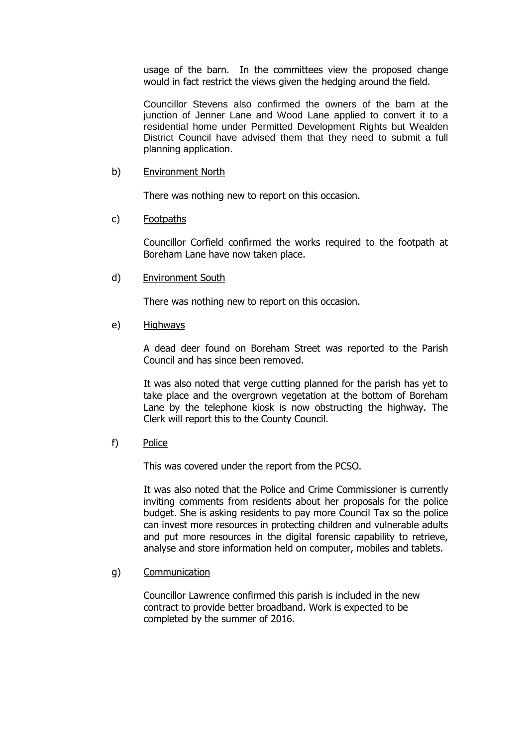usage of the barn. In the committees view the proposed change would in fact restrict the views given the hedging around the field.

Councillor Stevens also confirmed the owners of the barn at the junction of Jenner Lane and Wood Lane applied to convert it to a residential home under Permitted Development Rights but Wealden District Council have advised them that they need to submit a full planning application.

b) <u>Environment North</u>

There was nothing new to report on this occasion.

c) <u>Footpaths</u>

Councillor Corfield confirmed the works required to the footpath at Boreham Lane have now taken place.

d) <u>Environment South</u>

There was nothing new to report on this occasion.

e) <u>Highways</u>

A dead deer found on Boreham Street was reported to the Parish Council and has since been removed.

It was also noted that verge cutting planned for the parish has yet to take place and the overgrown vegetation at the bottom of Boreham Lane by the telephone kiosk is now obstructing the highway. The Clerk will report this to the County Council.

f) <u>Police</u>

This was covered under the report from the PCSO.

It was also noted that the Police and Crime Commissioner is currently inviting comments from residents about her proposals for the police budget. She is asking residents to pay more Council Tax so the police can invest more resources in protecting children and vulnerable adults and put more resources in the digital forensic capability to retrieve, analyse and store information held on computer, mobiles and tablets.

g) <u>Communication</u>

Councillor Lawrence confirmed this parish is included in the new contract to provide better broadband. Work is expected to be completed by the summer of 2016.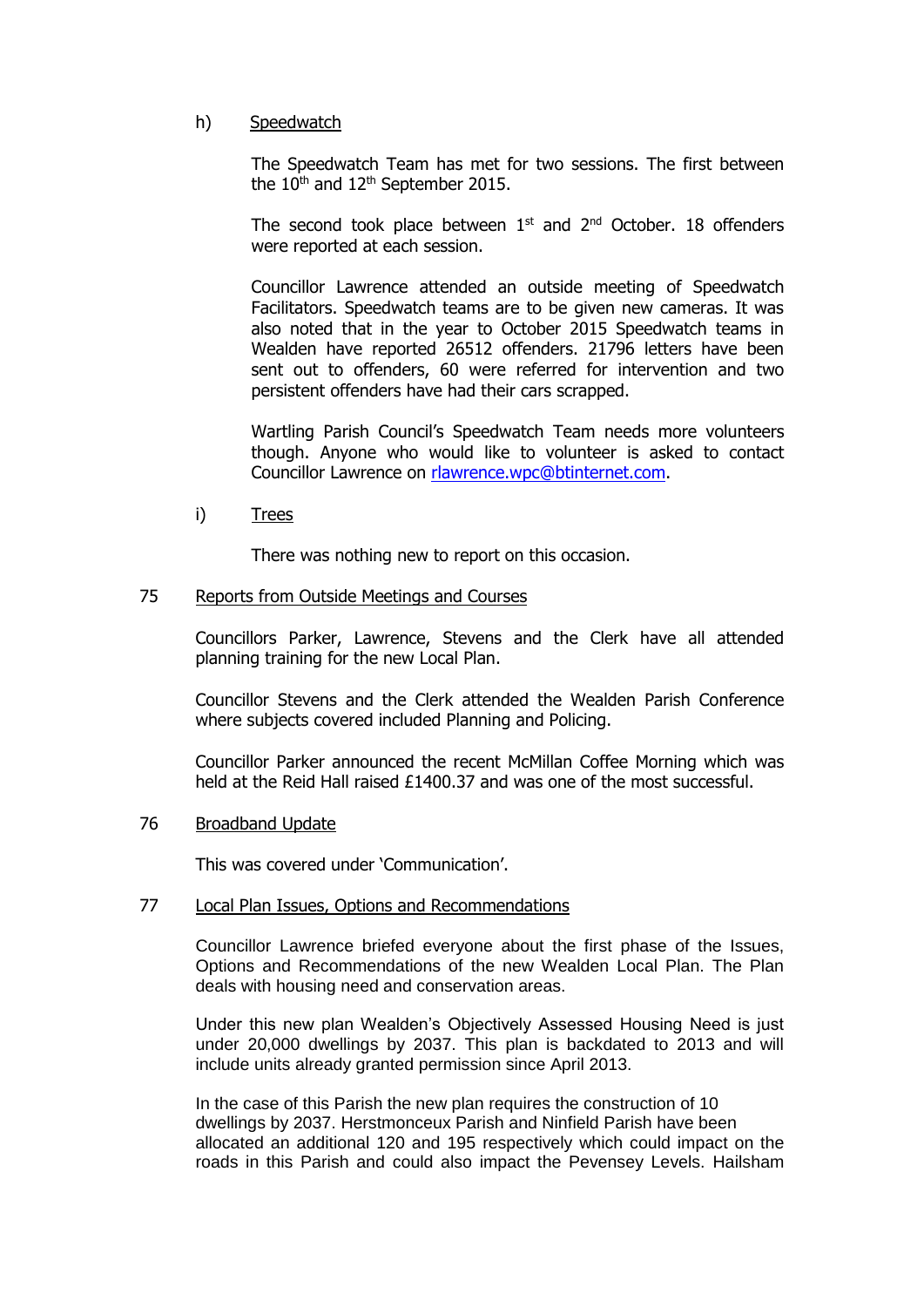h) Speedwatch

The Speedwatch Team has met for two sessions. The first between the 10th and 12th September 2015.

The second took place between 1st and 2nd October. 18 offenders were reported at each session.

Councillor Lawrence attended an outside meeting of Speedwatch Facilitators. Speedwatch teams are to be given new cameras. It was also noted that in the year to October 2015 Speedwatch teams in Wealden have reported 26512 offenders. 21796 letters have been sent out to offenders, 60 were referred for intervention and two persistent offenders have had their cars scrapped.

Wartling Parish Council's Speedwatch Team needs more volunteers though. Anyone who would like to volunteer is asked to contact Councillor Lawrence on rlawrence.wpc@btinternet.com.

i) Trees

There was nothing new to report on this occasion.

75 Reports from Outside Meetings and Courses

Councillors Parker, Lawrence, Stevens and the Clerk have all attended planning training for the new Local Plan.

Councillor Stevens and the Clerk attended the Wealden Parish Conference where subjects covered included Planning and Policing.

Councillor Parker announced the recent McMillan Coffee Morning which was held at the Reid Hall raised £1400.37 and was one of the most successful.

76 Broadband Update

This was covered under 'Communication'.

77 Local Plan Issues, Options and Recommendations

Councillor Lawrence briefed everyone about the first phase of the Issues, Options and Recommendations of the new Wealden Local Plan. The Plan deals with housing need and conservation areas.

Under this new plan Wealden's Objectively Assessed Housing Need is just under 20,000 dwellings by 2037. This plan is backdated to 2013 and will include units already granted permission since April 2013.

In the case of this Parish the new plan requires the construction of 10 dwellings by 2037. Herstmonceux Parish and Ninfield Parish have been allocated an additional 120 and 195 respectively which could impact on the roads in this Parish and could also impact the Pevensey Levels. Hailsham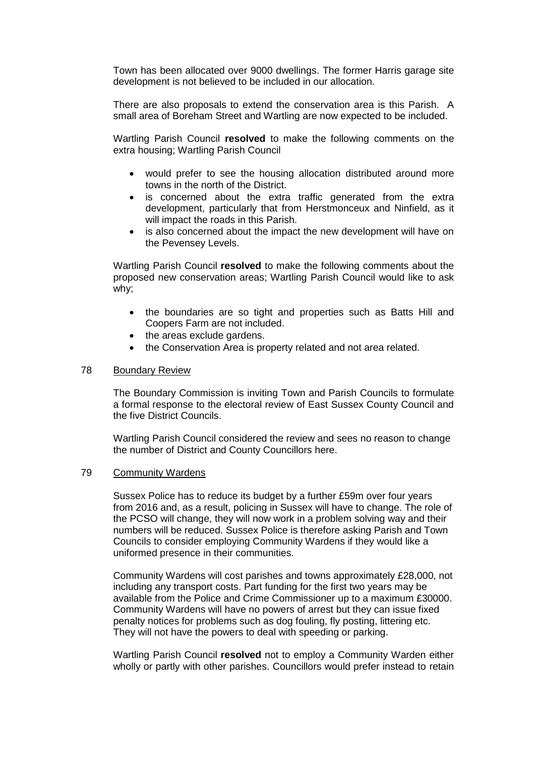Town has been allocated over 9000 dwellings. The former Harris garage site development is not believed to be included in our allocation.

There are also proposals to extend the conservation area is this Parish. A small area of Boreham Street and Wartling are now expected to be included.

Wartling Parish Council **resolved** to make the following comments on the extra housing; Wartling Parish Council

- would prefer to see the housing allocation distributed around more towns in the north of the District.
- is concerned about the extra traffic generated from the extra development, particularly that from Herstmonceux and Ninfield, as it will impact the roads in this Parish.
- is also concerned about the impact the new development will have on the Pevensey Levels.

Wartling Parish Council **resolved** to make the following comments about the proposed new conservation areas; Wartling Parish Council would like to ask why;

- the boundaries are so tight and properties such as Batts Hill and Coopers Farm are not included.
- the areas exclude gardens.
- the Conservation Area is property related and not area related.

78 Boundary Review

The Boundary Commission is inviting Town and Parish Councils to formulate a formal response to the electoral review of East Sussex County Council and the five District Councils.

Wartling Parish Council considered the review and sees no reason to change the number of District and County Councillors here.

79 Community Wardens

Sussex Police has to reduce its budget by a further £59m over four years from 2016 and, as a result, policing in Sussex will have to change. The role of the PCSO will change, they will now work in a problem solving way and their numbers will be reduced. Sussex Police is therefore asking Parish and Town Councils to consider employing Community Wardens if they would like a uniformed presence in their communities.

Community Wardens will cost parishes and towns approximately £28,000, not including any transport costs. Part funding for the first two years may be available from the Police and Crime Commissioner up to a maximum £30000. Community Wardens will have no powers of arrest but they can issue fixed penalty notices for problems such as dog fouling, fly posting, littering etc. They will not have the powers to deal with speeding or parking.

Wartling Parish Council **resolved** not to employ a Community Warden either wholly or partly with other parishes. Councillors would prefer instead to retain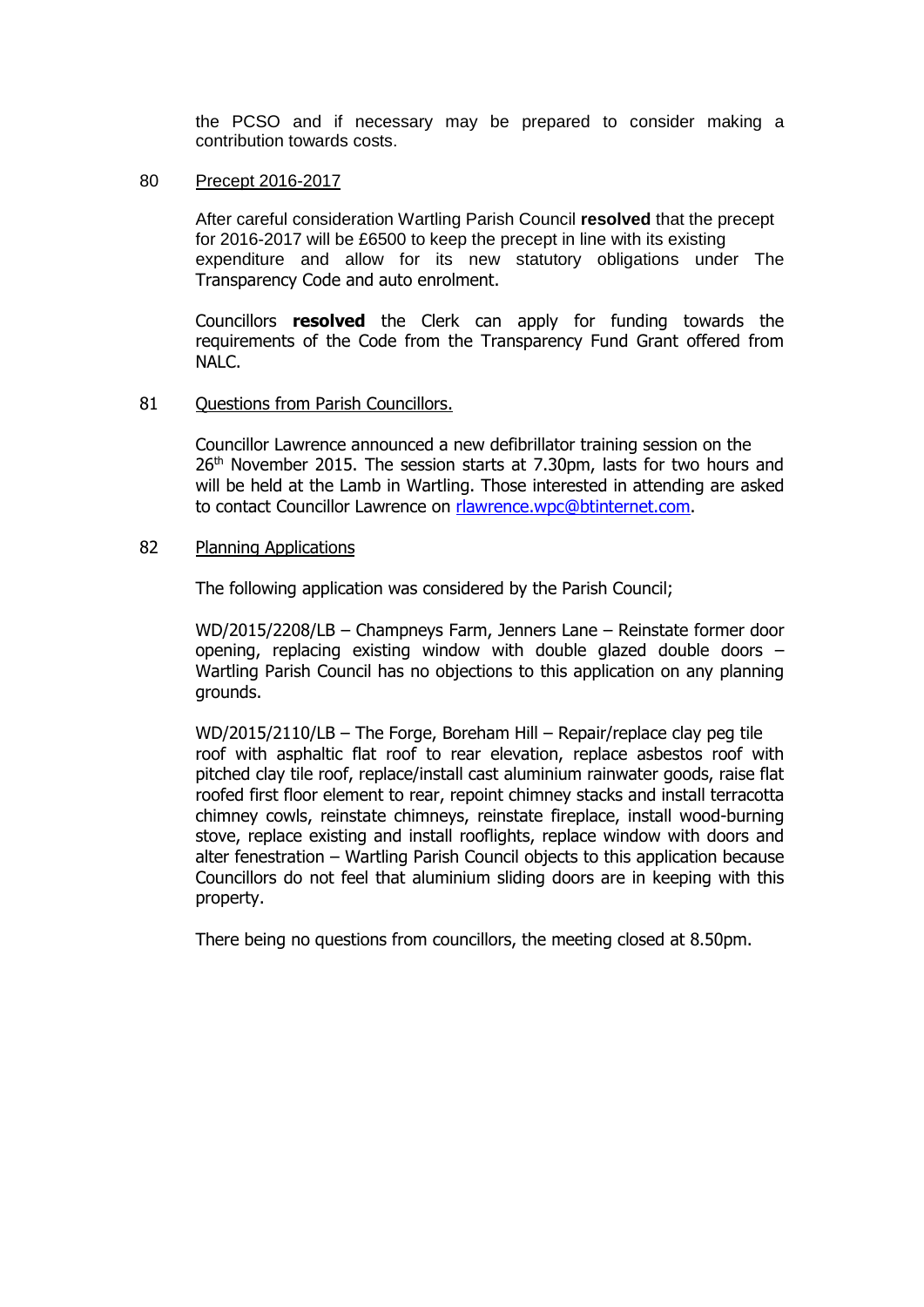the PCSO and if necessary may be prepared to consider making a contribution towards costs.

80 Precept 2016-2017

After careful consideration Wartling Parish Council **resolved** that the precept for 2016-2017 will be £6500 to keep the precept in line with its existing expenditure and allow for its new statutory obligations under The Transparency Code and auto enrolment.

Councillors **resolved** the Clerk can apply for funding towards the requirements of the Code from the Transparency Fund Grant offered from NALC.

81 Questions from Parish Councillors.

Councillor Lawrence announced a new defibrillator training session on the 26th November 2015. The session starts at 7.30pm, lasts for two hours and will be held at the Lamb in Wartling. Those interested in attending are asked to contact Councillor Lawrence on rlawrence.wpc@btinternet.com.

82 Planning Applications

The following application was considered by the Parish Council;

WD/2015/2208/LB – Champneys Farm, Jenners Lane – Reinstate former door opening, replacing existing window with double glazed double doors – Wartling Parish Council has no objections to this application on any planning grounds.

WD/2015/2110/LB – The Forge, Boreham Hill – Repair/replace clay peg tile roof with asphaltic flat roof to rear elevation, replace asbestos roof with pitched clay tile roof, replace/install cast aluminium rainwater goods, raise flat roofed first floor element to rear, repoint chimney stacks and install terracotta chimney cowls, reinstate chimneys, reinstate fireplace, install wood-burning stove, replace existing and install rooflights, replace window with doors and alter fenestration – Wartling Parish Council objects to this application because Councillors do not feel that aluminium sliding doors are in keeping with this property.

There being no questions from councillors, the meeting closed at 8.50pm.